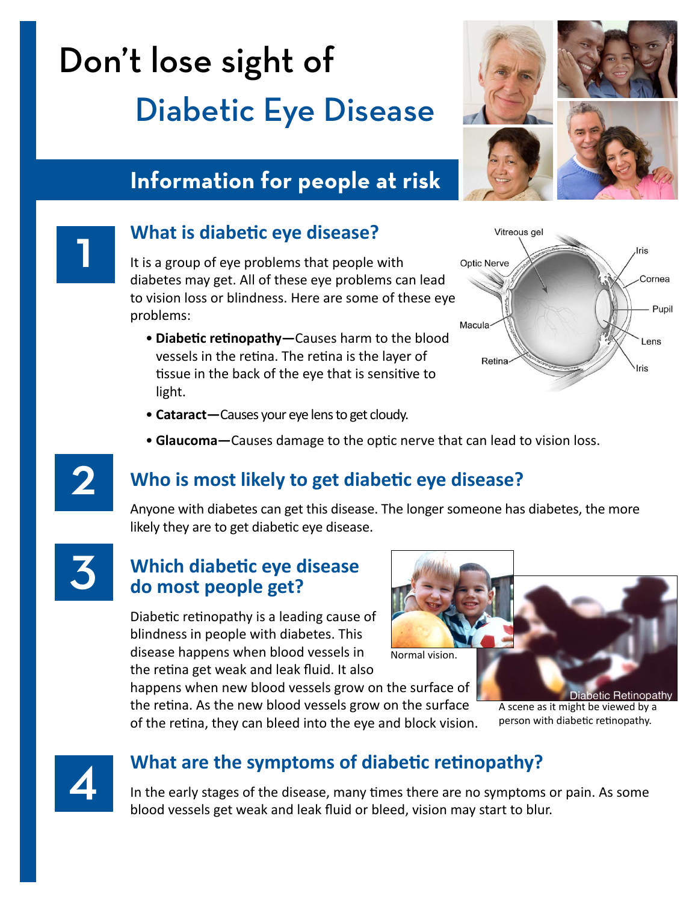# Don't lose sight of Diabetic Eye Disease

## Information for people at risk

## 1 What is diabetic eye disease?

It is a group of eye problems that people with diabetes may get. All of these eye problems can lead to vision loss or blindness. Here are some of these eye problems:

- **Diabetic retinopathy—**Causes harm to the blood vessels in the retina. The retina is the layer of tissue in the back of the eye that is sensitive to light.
- **Cataract—**Causes your eye lens to get cloudy.
- **Glaucoma—**Causes damage to the optic nerve that can lead to vision loss.

Vitreous gel, Optic Nerve, Macula, Retina, Iris, Cornea, Pupil, Lens, Iris

## 2 Who is most likely to get diabetic eye disease?

Anyone with diabetes can get this disease. The longer someone has diabetes, the more likely they are to get diabetic eye disease.

## 3 Which diabetic eye disease do most people get?

Diabetic retinopathy is a leading cause of blindness in people with diabetes. This disease happens when blood vessels in the retina get weak and leak fluid. It also happens when new blood vessels grow on the surface of the retina. As the new blood vessels grow on the surface of the retina, they can bleed into the eye and block vision.

Normal vision.

Diabetic Retinopathy

A scene as it might be viewed by a person with diabetic retinopathy.

## 4 What are the symptoms of diabetic retinopathy?

In the early stages of the disease, many times there are no symptoms or pain. As some blood vessels get weak and leak fluid or bleed, vision may start to blur.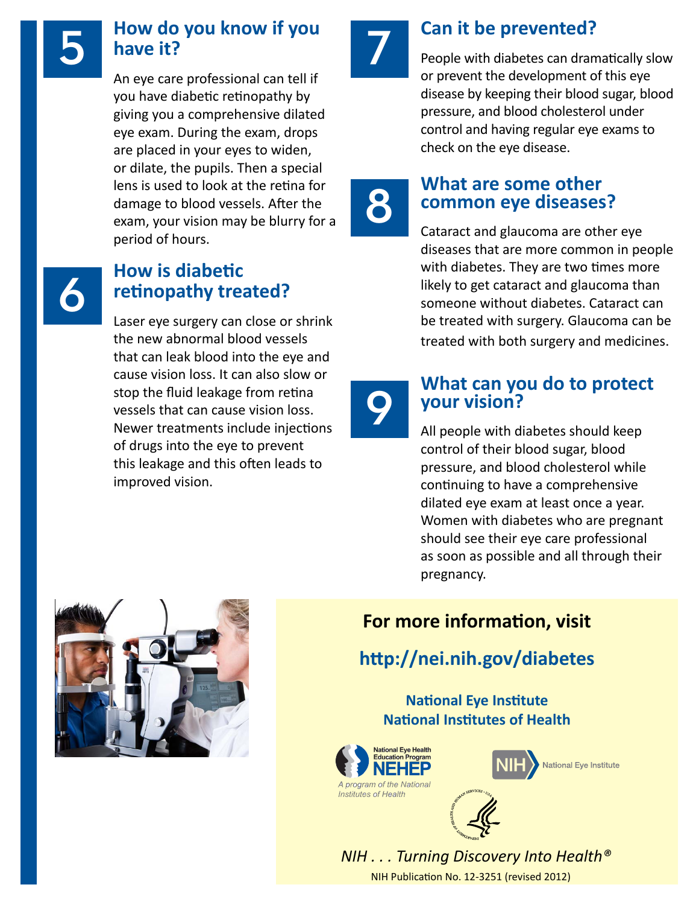## 5 How do you know if you have it?

An eye care professional can tell if you have diabetic retinopathy by giving you a comprehensive dilated eye exam. During the exam, drops are placed in your eyes to widen, or dilate, the pupils. Then a special lens is used to look at the retina for damage to blood vessels. After the exam, your vision may be blurry for a period of hours.

## 6 How is diabetic retinopathy treated?

Laser eye surgery can close or shrink the new abnormal blood vessels that can leak blood into the eye and cause vision loss. It can also slow or stop the fluid leakage from retina vessels that can cause vision loss. Newer treatments include injections of drugs into the eye to prevent this leakage and this often leads to improved vision.

## 7 Can it be prevented?

People with diabetes can dramatically slow or prevent the development of this eye disease by keeping their blood sugar, blood pressure, and blood cholesterol under control and having regular eye exams to check on the eye disease.

## 8 What are some other common eye diseases?

Cataract and glaucoma are other eye diseases that are more common in people with diabetes. They are two times more likely to get cataract and glaucoma than someone without diabetes. Cataract can be treated with surgery. Glaucoma can be treated with both surgery and medicines.

## 9 What can you do to protect your vision?

All people with diabetes should keep control of their blood sugar, blood pressure, and blood cholesterol while continuing to have a comprehensive dilated eye exam at least once a year. Women with diabetes who are pregnant should see their eye care professional as soon as possible and all through their pregnancy.

**For more information, visit**

**http://nei.nih.gov/diabetes**

**National Eye Institute**
**National Institutes of Health**

National Eye Health Education Program
NEHEP
*A program of the National Institutes of Health*

NIH National Eye Institute

*NIH . . . Turning Discovery Into Health®*

NIH Publication No. 12-3251 (revised 2012)